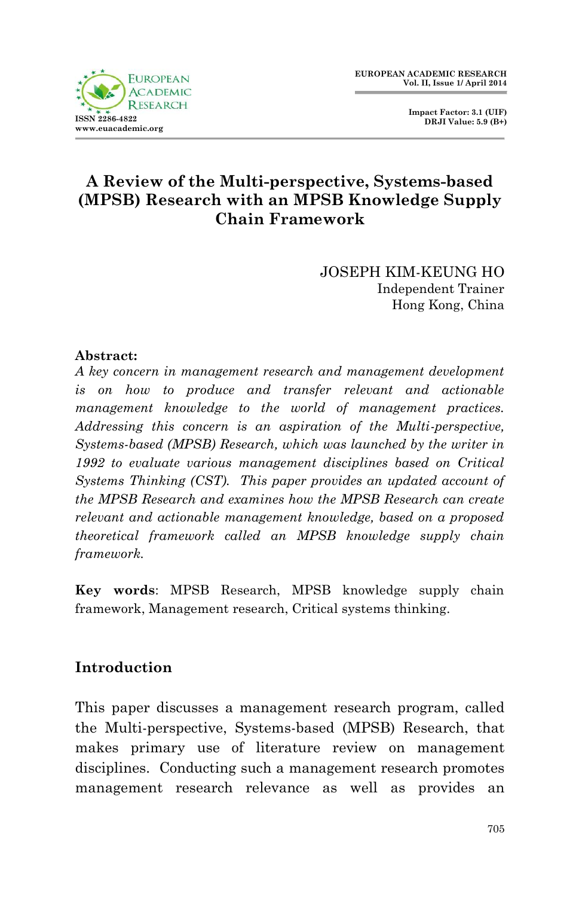# A Review of the Multi-perspective, Systems-based (MPSB) Research with an MPSB Knowledge Supply Chain Framework

JOSEPH KIM-KEUNG HO
Independent Trainer
Hong Kong, China

**Abstract:**

*A key concern in management research and management development is on how to produce and transfer relevant and actionable management knowledge to the world of management practices. Addressing this concern is an aspiration of the Multi-perspective, Systems-based (MPSB) Research, which was launched by the writer in 1992 to evaluate various management disciplines based on Critical Systems Thinking (CST). This paper provides an updated account of the MPSB Research and examines how the MPSB Research can create relevant and actionable management knowledge, based on a proposed theoretical framework called an MPSB knowledge supply chain framework.*

**Key words**: MPSB Research, MPSB knowledge supply chain framework, Management research, Critical systems thinking.

## Introduction

This paper discusses a management research program, called the Multi-perspective, Systems-based (MPSB) Research, that makes primary use of literature review on management disciplines. Conducting such a management research promotes management research relevance as well as provides an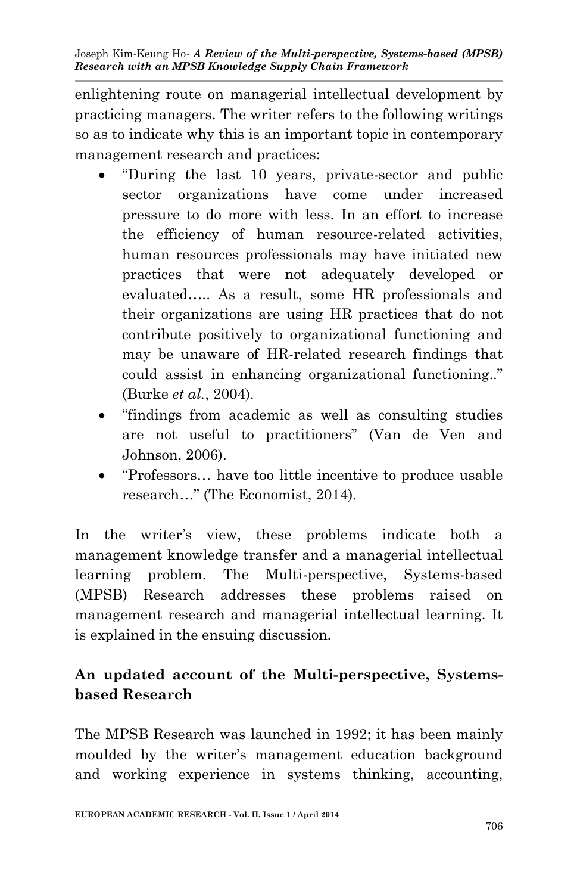enlightening route on managerial intellectual development by practicing managers. The writer refers to the following writings so as to indicate why this is an important topic in contemporary management research and practices:

- "During the last 10 years, private-sector and public sector organizations have come under increased pressure to do more with less. In an effort to increase the efficiency of human resource-related activities, human resources professionals may have initiated new practices that were not adequately developed or evaluated….. As a result, some HR professionals and their organizations are using HR practices that do not contribute positively to organizational functioning and may be unaware of HR-related research findings that could assist in enhancing organizational functioning.." (Burke *et al.*, 2004).
- "findings from academic as well as consulting studies are not useful to practitioners" (Van de Ven and Johnson, 2006).
- "Professors… have too little incentive to produce usable research…" (The Economist, 2014).

In the writer's view, these problems indicate both a management knowledge transfer and a managerial intellectual learning problem. The Multi-perspective, Systems-based (MPSB) Research addresses these problems raised on management research and managerial intellectual learning. It is explained in the ensuing discussion.

## An updated account of the Multi-perspective, Systems-based Research

The MPSB Research was launched in 1992; it has been mainly moulded by the writer's management education background and working experience in systems thinking, accounting,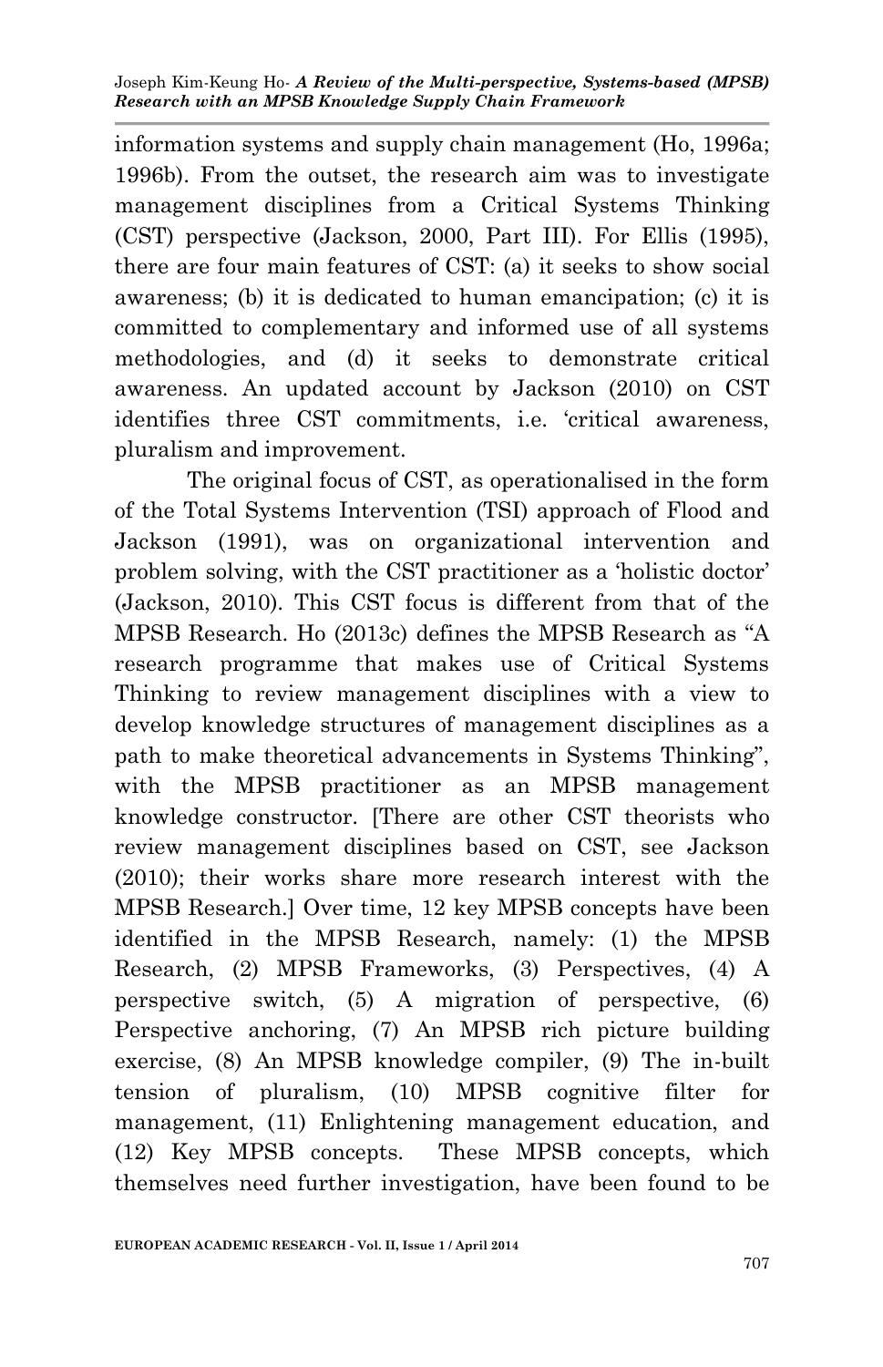information systems and supply chain management (Ho, 1996a; 1996b). From the outset, the research aim was to investigate management disciplines from a Critical Systems Thinking (CST) perspective (Jackson, 2000, Part III). For Ellis (1995), there are four main features of CST: (a) it seeks to show social awareness; (b) it is dedicated to human emancipation; (c) it is committed to complementary and informed use of all systems methodologies, and (d) it seeks to demonstrate critical awareness. An updated account by Jackson (2010) on CST identifies three CST commitments, i.e. 'critical awareness, pluralism and improvement.

The original focus of CST, as operationalised in the form of the Total Systems Intervention (TSI) approach of Flood and Jackson (1991), was on organizational intervention and problem solving, with the CST practitioner as a 'holistic doctor' (Jackson, 2010). This CST focus is different from that of the MPSB Research. Ho (2013c) defines the MPSB Research as "A research programme that makes use of Critical Systems Thinking to review management disciplines with a view to develop knowledge structures of management disciplines as a path to make theoretical advancements in Systems Thinking", with the MPSB practitioner as an MPSB management knowledge constructor. [There are other CST theorists who review management disciplines based on CST, see Jackson (2010); their works share more research interest with the MPSB Research.] Over time, 12 key MPSB concepts have been identified in the MPSB Research, namely: (1) the MPSB Research, (2) MPSB Frameworks, (3) Perspectives, (4) A perspective switch, (5) A migration of perspective, (6) Perspective anchoring, (7) An MPSB rich picture building exercise, (8) An MPSB knowledge compiler, (9) The in-built tension of pluralism, (10) MPSB cognitive filter for management, (11) Enlightening management education, and (12) Key MPSB concepts. These MPSB concepts, which themselves need further investigation, have been found to be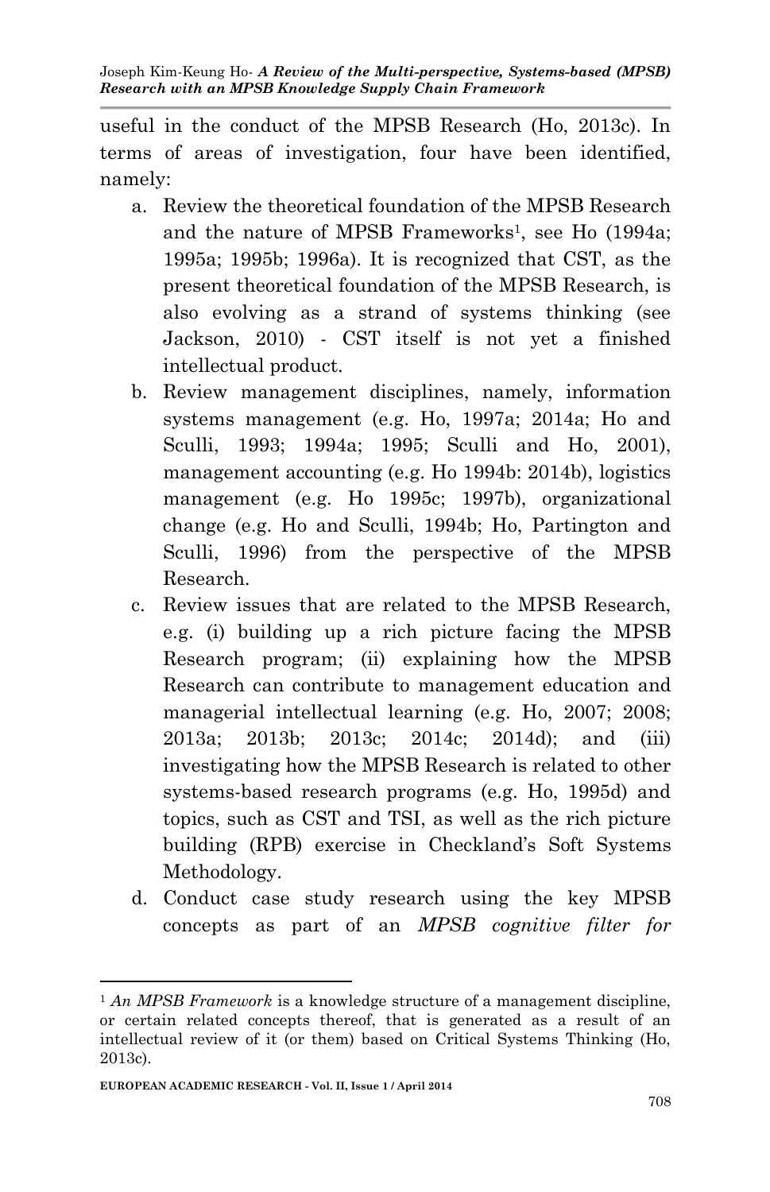useful in the conduct of the MPSB Research (Ho, 2013c). In terms of areas of investigation, four have been identified, namely:

a. Review the theoretical foundation of the MPSB Research and the nature of MPSB Frameworks[1], see Ho (1994a; 1995a; 1995b; 1996a). It is recognized that CST, as the present theoretical foundation of the MPSB Research, is also evolving as a strand of systems thinking (see Jackson, 2010) - CST itself is not yet a finished intellectual product.
b. Review management disciplines, namely, information systems management (e.g. Ho, 1997a; 2014a; Ho and Sculli, 1993; 1994a; 1995; Sculli and Ho, 2001), management accounting (e.g. Ho 1994b: 2014b), logistics management (e.g. Ho 1995c; 1997b), organizational change (e.g. Ho and Sculli, 1994b; Ho, Partington and Sculli, 1996) from the perspective of the MPSB Research.
c. Review issues that are related to the MPSB Research, e.g. (i) building up a rich picture facing the MPSB Research program; (ii) explaining how the MPSB Research can contribute to management education and managerial intellectual learning (e.g. Ho, 2007; 2008; 2013a; 2013b; 2013c; 2014c; 2014d); and (iii) investigating how the MPSB Research is related to other systems-based research programs (e.g. Ho, 1995d) and topics, such as CST and TSI, as well as the rich picture building (RPB) exercise in Checkland's Soft Systems Methodology.
d. Conduct case study research using the key MPSB concepts as part of an *MPSB cognitive filter for*

[1] *An MPSB Framework* is a knowledge structure of a management discipline, or certain related concepts thereof, that is generated as a result of an intellectual review of it (or them) based on Critical Systems Thinking (Ho, 2013c).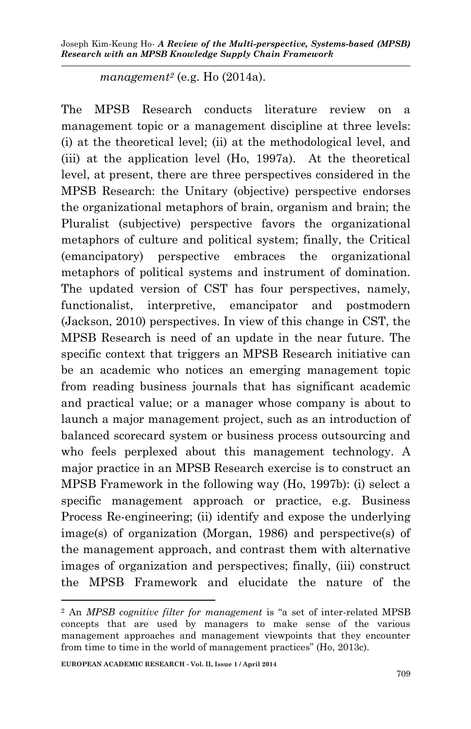*management*[2] (e.g. Ho (2014a).

The MPSB Research conducts literature review on a management topic or a management discipline at three levels: (i) at the theoretical level; (ii) at the methodological level, and (iii) at the application level (Ho, 1997a). At the theoretical level, at present, there are three perspectives considered in the MPSB Research: the Unitary (objective) perspective endorses the organizational metaphors of brain, organism and brain; the Pluralist (subjective) perspective favors the organizational metaphors of culture and political system; finally, the Critical (emancipatory) perspective embraces the organizational metaphors of political systems and instrument of domination. The updated version of CST has four perspectives, namely, functionalist, interpretive, emancipator and postmodern (Jackson, 2010) perspectives. In view of this change in CST, the MPSB Research is need of an update in the near future. The specific context that triggers an MPSB Research initiative can be an academic who notices an emerging management topic from reading business journals that has significant academic and practical value; or a manager whose company is about to launch a major management project, such as an introduction of balanced scorecard system or business process outsourcing and who feels perplexed about this management technology. A major practice in an MPSB Research exercise is to construct an MPSB Framework in the following way (Ho, 1997b): (i) select a specific management approach or practice, e.g. Business Process Re-engineering; (ii) identify and expose the underlying image(s) of organization (Morgan, 1986) and perspective(s) of the management approach, and contrast them with alternative images of organization and perspectives; finally, (iii) construct the MPSB Framework and elucidate the nature of the

---

[2] An *MPSB cognitive filter for management* is "a set of inter-related MPSB concepts that are used by managers to make sense of the various management approaches and management viewpoints that they encounter from time to time in the world of management practices" (Ho, 2013c).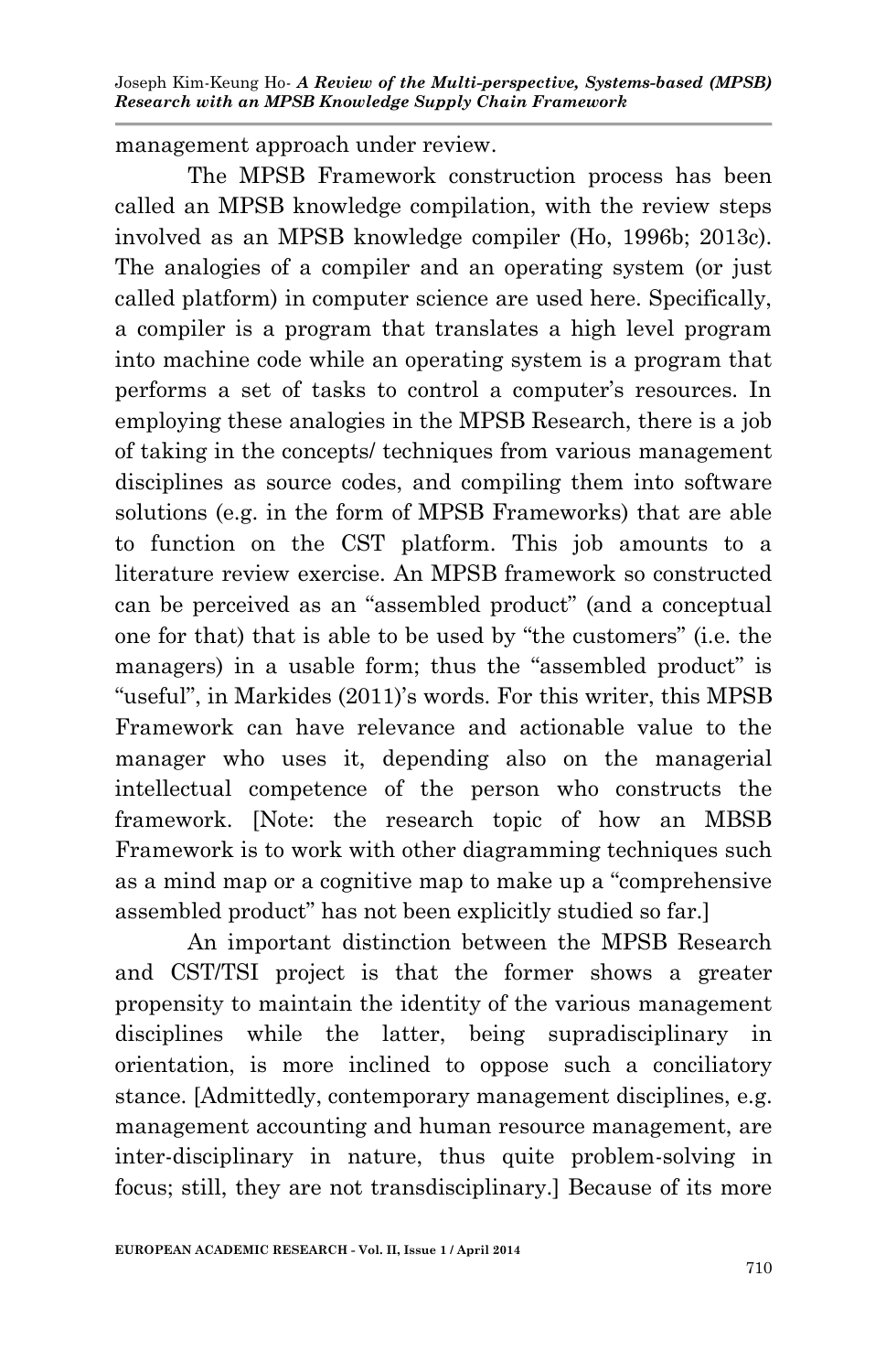management approach under review.

The MPSB Framework construction process has been called an MPSB knowledge compilation, with the review steps involved as an MPSB knowledge compiler (Ho, 1996b; 2013c). The analogies of a compiler and an operating system (or just called platform) in computer science are used here. Specifically, a compiler is a program that translates a high level program into machine code while an operating system is a program that performs a set of tasks to control a computer's resources. In employing these analogies in the MPSB Research, there is a job of taking in the concepts/ techniques from various management disciplines as source codes, and compiling them into software solutions (e.g. in the form of MPSB Frameworks) that are able to function on the CST platform. This job amounts to a literature review exercise. An MPSB framework so constructed can be perceived as an "assembled product" (and a conceptual one for that) that is able to be used by "the customers" (i.e. the managers) in a usable form; thus the "assembled product" is "useful", in Markides (2011)'s words. For this writer, this MPSB Framework can have relevance and actionable value to the manager who uses it, depending also on the managerial intellectual competence of the person who constructs the framework. [Note: the research topic of how an MBSB Framework is to work with other diagramming techniques such as a mind map or a cognitive map to make up a "comprehensive assembled product" has not been explicitly studied so far.]

An important distinction between the MPSB Research and CST/TSI project is that the former shows a greater propensity to maintain the identity of the various management disciplines while the latter, being supradisciplinary in orientation, is more inclined to oppose such a conciliatory stance. [Admittedly, contemporary management disciplines, e.g. management accounting and human resource management, are inter-disciplinary in nature, thus quite problem-solving in focus; still, they are not transdisciplinary.] Because of its more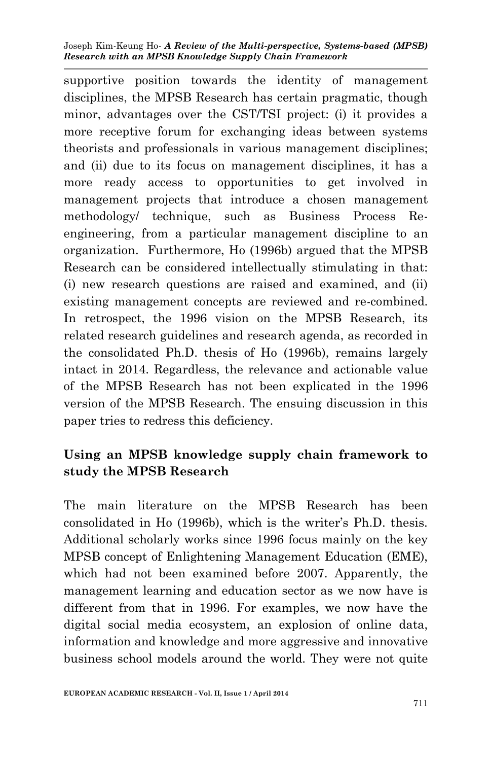supportive position towards the identity of management disciplines, the MPSB Research has certain pragmatic, though minor, advantages over the CST/TSI project: (i) it provides a more receptive forum for exchanging ideas between systems theorists and professionals in various management disciplines; and (ii) due to its focus on management disciplines, it has a more ready access to opportunities to get involved in management projects that introduce a chosen management methodology/ technique, such as Business Process Re-engineering, from a particular management discipline to an organization. Furthermore, Ho (1996b) argued that the MPSB Research can be considered intellectually stimulating in that: (i) new research questions are raised and examined, and (ii) existing management concepts are reviewed and re-combined. In retrospect, the 1996 vision on the MPSB Research, its related research guidelines and research agenda, as recorded in the consolidated Ph.D. thesis of Ho (1996b), remains largely intact in 2014. Regardless, the relevance and actionable value of the MPSB Research has not been explicated in the 1996 version of the MPSB Research. The ensuing discussion in this paper tries to redress this deficiency.

## Using an MPSB knowledge supply chain framework to study the MPSB Research

The main literature on the MPSB Research has been consolidated in Ho (1996b), which is the writer's Ph.D. thesis. Additional scholarly works since 1996 focus mainly on the key MPSB concept of Enlightening Management Education (EME), which had not been examined before 2007. Apparently, the management learning and education sector as we now have is different from that in 1996. For examples, we now have the digital social media ecosystem, an explosion of online data, information and knowledge and more aggressive and innovative business school models around the world. They were not quite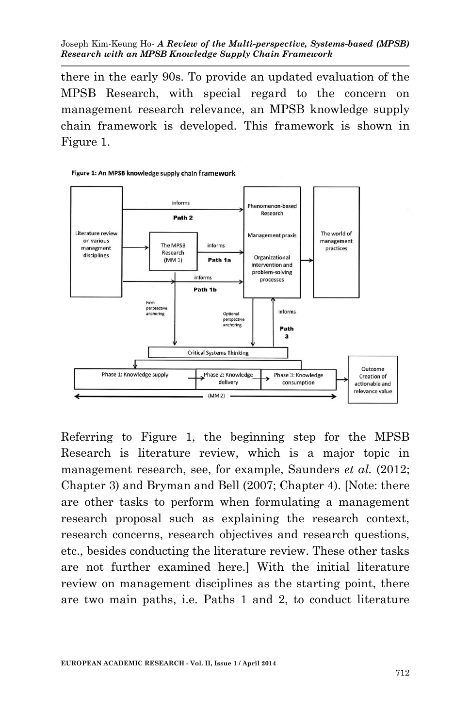there in the early 90s. To provide an updated evaluation of the MPSB Research, with special regard to the concern on management research relevance, an MPSB knowledge supply chain framework is developed. This framework is shown in Figure 1.

**Figure 1: An MPSB knowledge supply chain framework**

Referring to Figure 1, the beginning step for the MPSB Research is literature review, which is a major topic in management research, see, for example, Saunders *et al.* (2012; Chapter 3) and Bryman and Bell (2007; Chapter 4). [Note: there are other tasks to perform when formulating a management research proposal such as explaining the research context, research concerns, research objectives and research questions, etc., besides conducting the literature review. These other tasks are not further examined here.] With the initial literature review on management disciplines as the starting point, there are two main paths, i.e. Paths 1 and 2, to conduct literature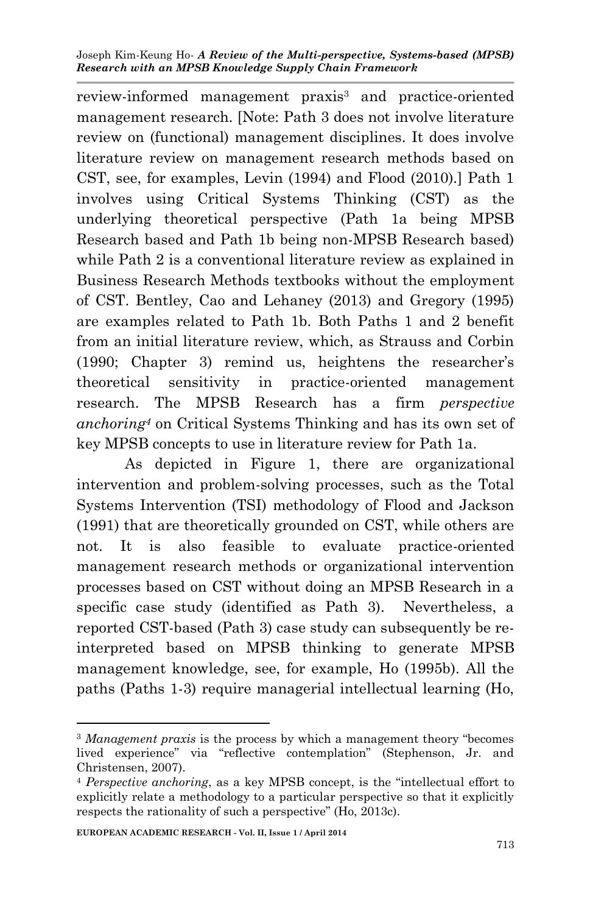review-informed management praxis[3] and practice-oriented management research. [Note: Path 3 does not involve literature review on (functional) management disciplines. It does involve literature review on management research methods based on CST, see, for examples, Levin (1994) and Flood (2010).] Path 1 involves using Critical Systems Thinking (CST) as the underlying theoretical perspective (Path 1a being MPSB Research based and Path 1b being non-MPSB Research based) while Path 2 is a conventional literature review as explained in Business Research Methods textbooks without the employment of CST. Bentley, Cao and Lehaney (2013) and Gregory (1995) are examples related to Path 1b. Both Paths 1 and 2 benefit from an initial literature review, which, as Strauss and Corbin (1990; Chapter 3) remind us, heightens the researcher's theoretical sensitivity in practice-oriented management research. The MPSB Research has a firm *perspective anchoring*[4] on Critical Systems Thinking and has its own set of key MPSB concepts to use in literature review for Path 1a.

As depicted in Figure 1, there are organizational intervention and problem-solving processes, such as the Total Systems Intervention (TSI) methodology of Flood and Jackson (1991) that are theoretically grounded on CST, while others are not. It is also feasible to evaluate practice-oriented management research methods or organizational intervention processes based on CST without doing an MPSB Research in a specific case study (identified as Path 3). Nevertheless, a reported CST-based (Path 3) case study can subsequently be re-interpreted based on MPSB thinking to generate MPSB management knowledge, see, for example, Ho (1995b). All the paths (Paths 1-3) require managerial intellectual learning (Ho,

---

[3] *Management praxis* is the process by which a management theory "becomes lived experience" via "reflective contemplation" (Stephenson, Jr. and Christensen, 2007).

[4] *Perspective anchoring*, as a key MPSB concept, is the "intellectual effort to explicitly relate a methodology to a particular perspective so that it explicitly respects the rationality of such a perspective" (Ho, 2013c).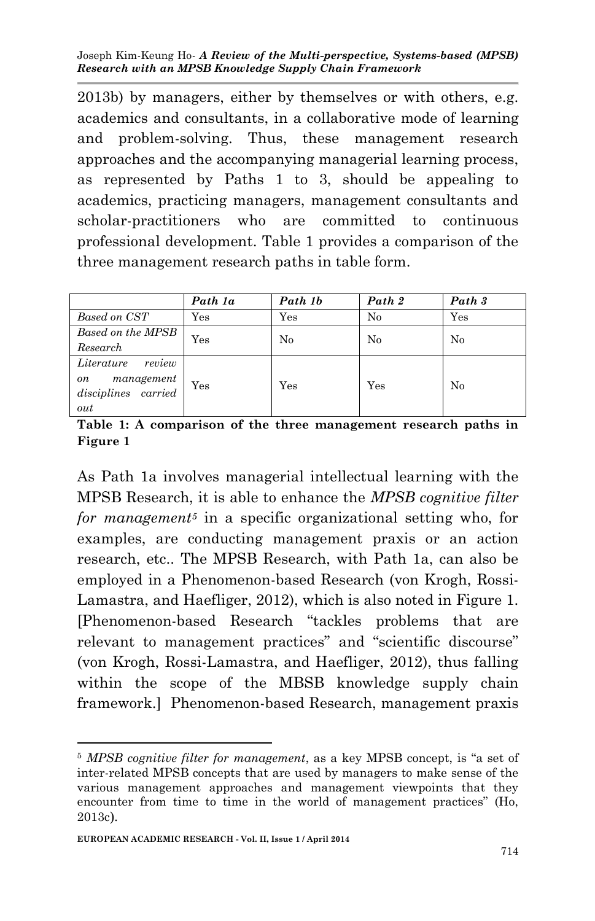2013b) by managers, either by themselves or with others, e.g. academics and consultants, in a collaborative mode of learning and problem-solving. Thus, these management research approaches and the accompanying managerial learning process, as represented by Paths 1 to 3, should be appealing to academics, practicing managers, management consultants and scholar-practitioners who are committed to continuous professional development. Table 1 provides a comparison of the three management research paths in table form.

| | *Path 1a* | *Path 1b* | *Path 2* | *Path 3* |
|---|---|---|---|---|
| *Based on CST* | Yes | Yes | No | Yes |
| *Based on the MPSB Research* | Yes | No | No | No |
| *Literature review on management disciplines carried out* | Yes | Yes | Yes | No |

**Table 1: A comparison of the three management research paths in Figure 1**

As Path 1a involves managerial intellectual learning with the MPSB Research, it is able to enhance the *MPSB cognitive filter for management*[5] in a specific organizational setting who, for examples, are conducting management praxis or an action research, etc.. The MPSB Research, with Path 1a, can also be employed in a Phenomenon-based Research (von Krogh, Rossi-Lamastra, and Haefliger, 2012), which is also noted in Figure 1. [Phenomenon-based Research "tackles problems that are relevant to management practices" and "scientific discourse" (von Krogh, Rossi-Lamastra, and Haefliger, 2012), thus falling within the scope of the MBSB knowledge supply chain framework.] Phenomenon-based Research, management praxis

[5] *MPSB cognitive filter for management*, as a key MPSB concept, is "a set of inter-related MPSB concepts that are used by managers to make sense of the various management approaches and management viewpoints that they encounter from time to time in the world of management practices" (Ho, 2013c).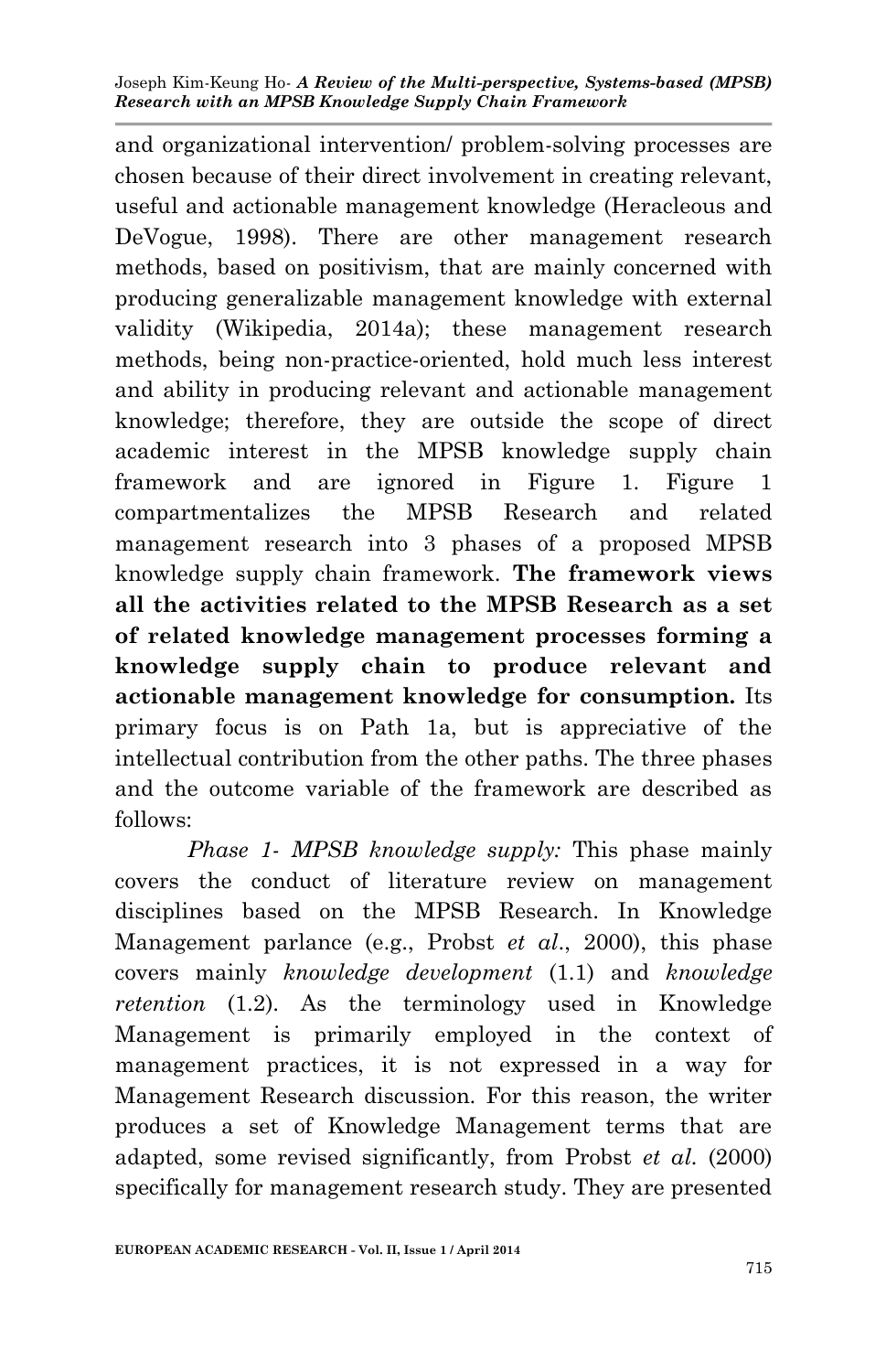and organizational intervention/ problem-solving processes are chosen because of their direct involvement in creating relevant, useful and actionable management knowledge (Heracleous and DeVogue, 1998). There are other management research methods, based on positivism, that are mainly concerned with producing generalizable management knowledge with external validity (Wikipedia, 2014a); these management research methods, being non-practice-oriented, hold much less interest and ability in producing relevant and actionable management knowledge; therefore, they are outside the scope of direct academic interest in the MPSB knowledge supply chain framework and are ignored in Figure 1. Figure 1 compartmentalizes the MPSB Research and related management research into 3 phases of a proposed MPSB knowledge supply chain framework. **The framework views all the activities related to the MPSB Research as a set of related knowledge management processes forming a knowledge supply chain to produce relevant and actionable management knowledge for consumption.** Its primary focus is on Path 1a, but is appreciative of the intellectual contribution from the other paths. The three phases and the outcome variable of the framework are described as follows:

*Phase 1- MPSB knowledge supply:* This phase mainly covers the conduct of literature review on management disciplines based on the MPSB Research. In Knowledge Management parlance (e.g., Probst *et al*., 2000), this phase covers mainly *knowledge development* (1.1) and *knowledge retention* (1.2). As the terminology used in Knowledge Management is primarily employed in the context of management practices, it is not expressed in a way for Management Research discussion. For this reason, the writer produces a set of Knowledge Management terms that are adapted, some revised significantly, from Probst *et al.* (2000) specifically for management research study. They are presented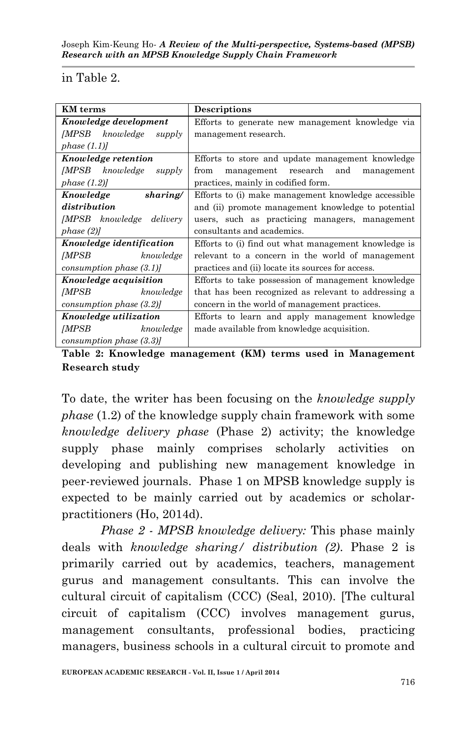in Table 2.

| KM terms | Descriptions |
|---|---|
| ***Knowledge development*** *[MPSB knowledge supply phase (1.1)]* | Efforts to generate new management knowledge via management research. |
| ***Knowledge retention*** *[MPSB knowledge supply phase (1.2)]* | Efforts to store and update management knowledge from management research and management practices, mainly in codified form. |
| ***Knowledge sharing/ distribution*** *[MPSB knowledge delivery phase (2)]* | Efforts to (i) make management knowledge accessible and (ii) promote management knowledge to potential users, such as practicing managers, management consultants and academics. |
| ***Knowledge identification*** *[MPSB knowledge consumption phase (3.1)]* | Efforts to (i) find out what management knowledge is relevant to a concern in the world of management practices and (ii) locate its sources for access. |
| ***Knowledge acquisition*** *[MPSB knowledge consumption phase (3.2)]* | Efforts to take possession of management knowledge that has been recognized as relevant to addressing a concern in the world of management practices. |
| ***Knowledge utilization*** *[MPSB knowledge consumption phase (3.3)]* | Efforts to learn and apply management knowledge made available from knowledge acquisition. |

**Table 2: Knowledge management (KM) terms used in Management Research study**

To date, the writer has been focusing on the *knowledge supply phase* (1.2) of the knowledge supply chain framework with some *knowledge delivery phase* (Phase 2) activity; the knowledge supply phase mainly comprises scholarly activities on developing and publishing new management knowledge in peer-reviewed journals. Phase 1 on MPSB knowledge supply is expected to be mainly carried out by academics or scholar-practitioners (Ho, 2014d).

*Phase 2 - MPSB knowledge delivery:* This phase mainly deals with *knowledge sharing/ distribution (2)*. Phase 2 is primarily carried out by academics, teachers, management gurus and management consultants. This can involve the cultural circuit of capitalism (CCC) (Seal, 2010). [The cultural circuit of capitalism (CCC) involves management gurus, management consultants, professional bodies, practicing managers, business schools in a cultural circuit to promote and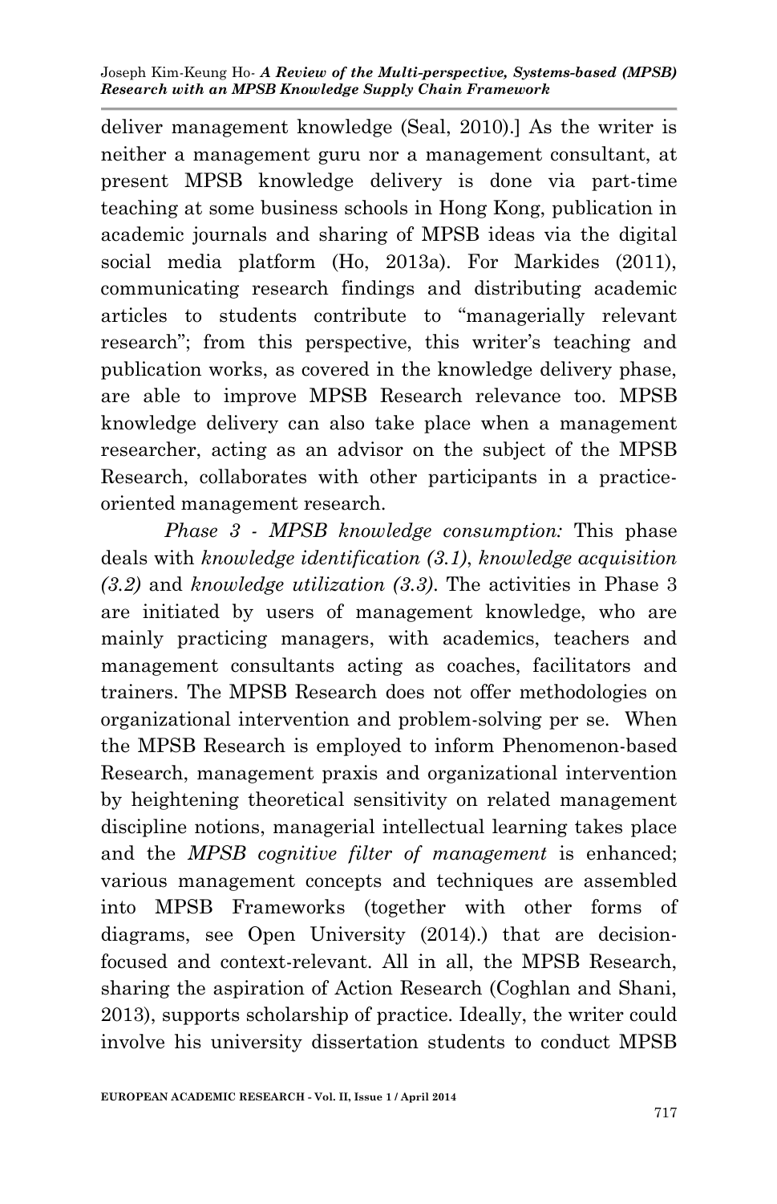deliver management knowledge (Seal, 2010).] As the writer is neither a management guru nor a management consultant, at present MPSB knowledge delivery is done via part-time teaching at some business schools in Hong Kong, publication in academic journals and sharing of MPSB ideas via the digital social media platform (Ho, 2013a). For Markides (2011), communicating research findings and distributing academic articles to students contribute to "managerially relevant research"; from this perspective, this writer's teaching and publication works, as covered in the knowledge delivery phase, are able to improve MPSB Research relevance too. MPSB knowledge delivery can also take place when a management researcher, acting as an advisor on the subject of the MPSB Research, collaborates with other participants in a practice-oriented management research.

*Phase 3 - MPSB knowledge consumption:* This phase deals with *knowledge identification (3.1)*, *knowledge acquisition (3.2)* and *knowledge utilization (3.3)*. The activities in Phase 3 are initiated by users of management knowledge, who are mainly practicing managers, with academics, teachers and management consultants acting as coaches, facilitators and trainers. The MPSB Research does not offer methodologies on organizational intervention and problem-solving per se. When the MPSB Research is employed to inform Phenomenon-based Research, management praxis and organizational intervention by heightening theoretical sensitivity on related management discipline notions, managerial intellectual learning takes place and the *MPSB cognitive filter of management* is enhanced; various management concepts and techniques are assembled into MPSB Frameworks (together with other forms of diagrams, see Open University (2014).) that are decision-focused and context-relevant. All in all, the MPSB Research, sharing the aspiration of Action Research (Coghlan and Shani, 2013), supports scholarship of practice. Ideally, the writer could involve his university dissertation students to conduct MPSB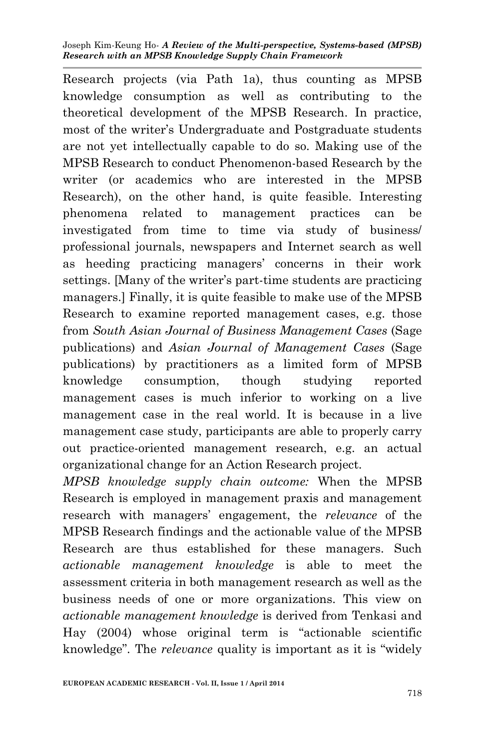Research projects (via Path 1a), thus counting as MPSB knowledge consumption as well as contributing to the theoretical development of the MPSB Research. In practice, most of the writer's Undergraduate and Postgraduate students are not yet intellectually capable to do so. Making use of the MPSB Research to conduct Phenomenon-based Research by the writer (or academics who are interested in the MPSB Research), on the other hand, is quite feasible. Interesting phenomena related to management practices can be investigated from time to time via study of business/ professional journals, newspapers and Internet search as well as heeding practicing managers' concerns in their work settings. [Many of the writer's part-time students are practicing managers.] Finally, it is quite feasible to make use of the MPSB Research to examine reported management cases, e.g. those from *South Asian Journal of Business Management Cases* (Sage publications) and *Asian Journal of Management Cases* (Sage publications) by practitioners as a limited form of MPSB knowledge consumption, though studying reported management cases is much inferior to working on a live management case in the real world. It is because in a live management case study, participants are able to properly carry out practice-oriented management research, e.g. an actual organizational change for an Action Research project.

*MPSB knowledge supply chain outcome:* When the MPSB Research is employed in management praxis and management research with managers' engagement, the *relevance* of the MPSB Research findings and the actionable value of the MPSB Research are thus established for these managers. Such *actionable management knowledge* is able to meet the assessment criteria in both management research as well as the business needs of one or more organizations. This view on *actionable management knowledge* is derived from Tenkasi and Hay (2004) whose original term is "actionable scientific knowledge". The *relevance* quality is important as it is "widely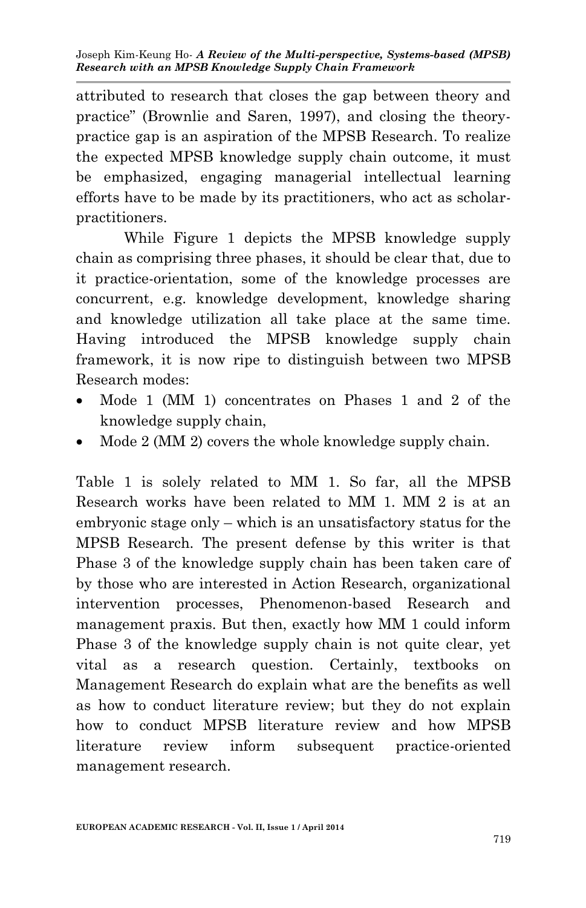attributed to research that closes the gap between theory and practice" (Brownlie and Saren, 1997), and closing the theory-practice gap is an aspiration of the MPSB Research. To realize the expected MPSB knowledge supply chain outcome, it must be emphasized, engaging managerial intellectual learning efforts have to be made by its practitioners, who act as scholar-practitioners.

While Figure 1 depicts the MPSB knowledge supply chain as comprising three phases, it should be clear that, due to it practice-orientation, some of the knowledge processes are concurrent, e.g. knowledge development, knowledge sharing and knowledge utilization all take place at the same time. Having introduced the MPSB knowledge supply chain framework, it is now ripe to distinguish between two MPSB Research modes:

- Mode 1 (MM 1) concentrates on Phases 1 and 2 of the knowledge supply chain,
- Mode 2 (MM 2) covers the whole knowledge supply chain.

Table 1 is solely related to MM 1. So far, all the MPSB Research works have been related to MM 1. MM 2 is at an embryonic stage only – which is an unsatisfactory status for the MPSB Research. The present defense by this writer is that Phase 3 of the knowledge supply chain has been taken care of by those who are interested in Action Research, organizational intervention processes, Phenomenon-based Research and management praxis. But then, exactly how MM 1 could inform Phase 3 of the knowledge supply chain is not quite clear, yet vital as a research question. Certainly, textbooks on Management Research do explain what are the benefits as well as how to conduct literature review; but they do not explain how to conduct MPSB literature review and how MPSB literature review inform subsequent practice-oriented management research.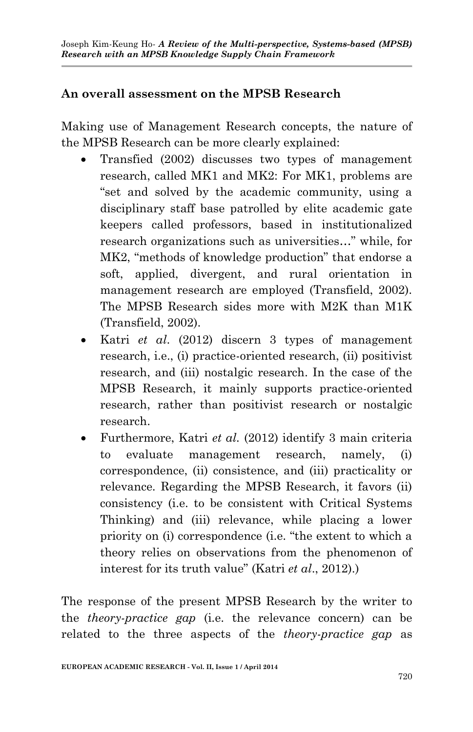## An overall assessment on the MPSB Research

Making use of Management Research concepts, the nature of the MPSB Research can be more clearly explained:

- Transfied (2002) discusses two types of management research, called MK1 and MK2: For MK1, problems are "set and solved by the academic community, using a disciplinary staff base patrolled by elite academic gate keepers called professors, based in institutionalized research organizations such as universities…" while, for MK2, "methods of knowledge production" that endorse a soft, applied, divergent, and rural orientation in management research are employed (Transfield, 2002). The MPSB Research sides more with M2K than M1K (Transfield, 2002).
- Katri *et al.* (2012) discern 3 types of management research, i.e., (i) practice-oriented research, (ii) positivist research, and (iii) nostalgic research. In the case of the MPSB Research, it mainly supports practice-oriented research, rather than positivist research or nostalgic research.
- Furthermore, Katri *et al.* (2012) identify 3 main criteria to evaluate management research, namely, (i) correspondence, (ii) consistence, and (iii) practicality or relevance. Regarding the MPSB Research, it favors (ii) consistency (i.e. to be consistent with Critical Systems Thinking) and (iii) relevance, while placing a lower priority on (i) correspondence (i.e. "the extent to which a theory relies on observations from the phenomenon of interest for its truth value" (Katri *et al*., 2012).)

The response of the present MPSB Research by the writer to the *theory-practice gap* (i.e. the relevance concern) can be related to the three aspects of the *theory-practice gap* as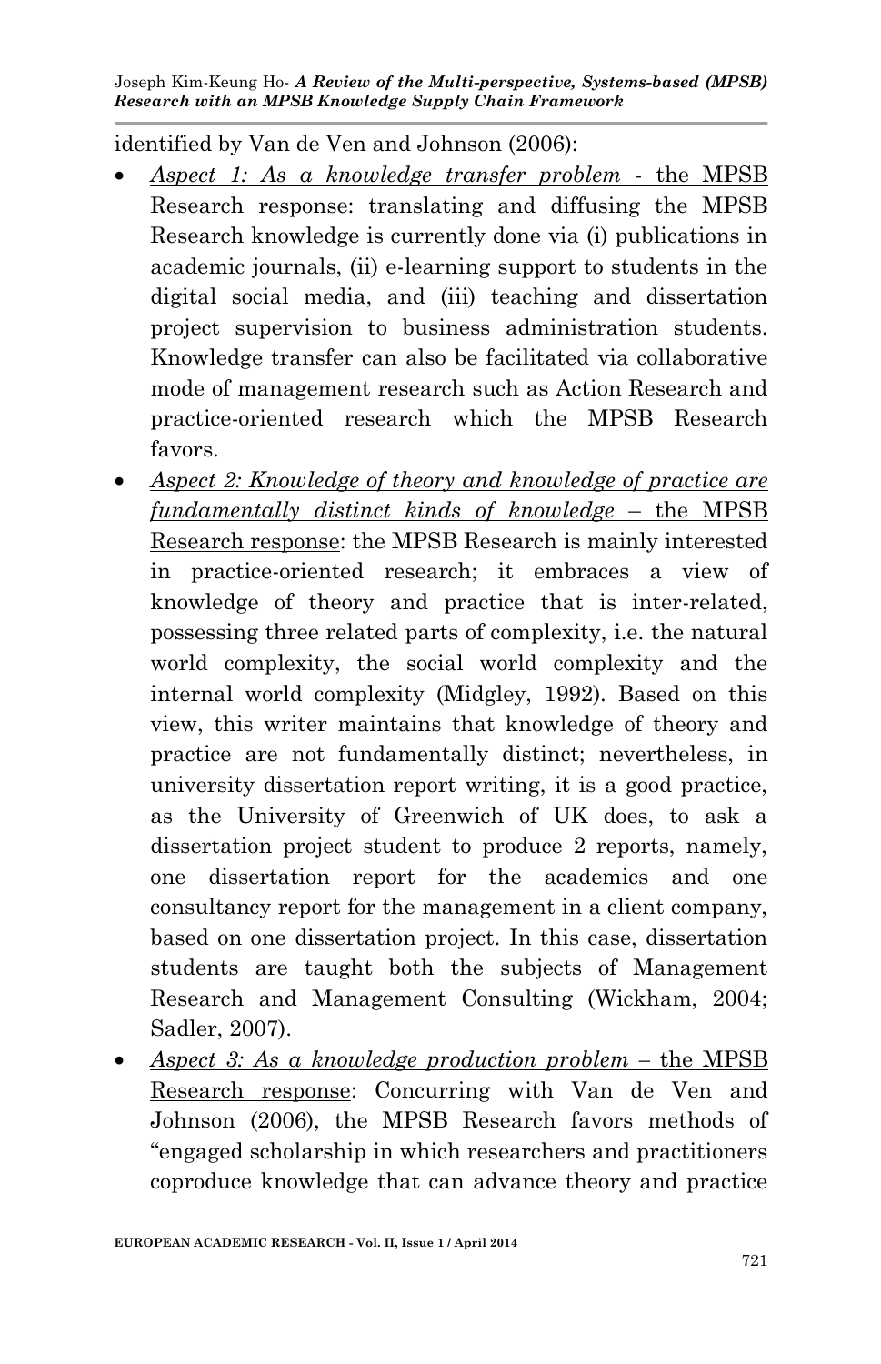identified by Van de Ven and Johnson (2006):

- *Aspect 1: As a knowledge transfer problem* - the MPSB Research response: translating and diffusing the MPSB Research knowledge is currently done via (i) publications in academic journals, (ii) e-learning support to students in the digital social media, and (iii) teaching and dissertation project supervision to business administration students. Knowledge transfer can also be facilitated via collaborative mode of management research such as Action Research and practice-oriented research which the MPSB Research favors.
- *Aspect 2: Knowledge of theory and knowledge of practice are fundamentally distinct kinds of knowledge* – the MPSB Research response: the MPSB Research is mainly interested in practice-oriented research; it embraces a view of knowledge of theory and practice that is inter-related, possessing three related parts of complexity, i.e. the natural world complexity, the social world complexity and the internal world complexity (Midgley, 1992). Based on this view, this writer maintains that knowledge of theory and practice are not fundamentally distinct; nevertheless, in university dissertation report writing, it is a good practice, as the University of Greenwich of UK does, to ask a dissertation project student to produce 2 reports, namely, one dissertation report for the academics and one consultancy report for the management in a client company, based on one dissertation project. In this case, dissertation students are taught both the subjects of Management Research and Management Consulting (Wickham, 2004; Sadler, 2007).
- *Aspect 3: As a knowledge production problem* – the MPSB Research response: Concurring with Van de Ven and Johnson (2006), the MPSB Research favors methods of "engaged scholarship in which researchers and practitioners coproduce knowledge that can advance theory and practice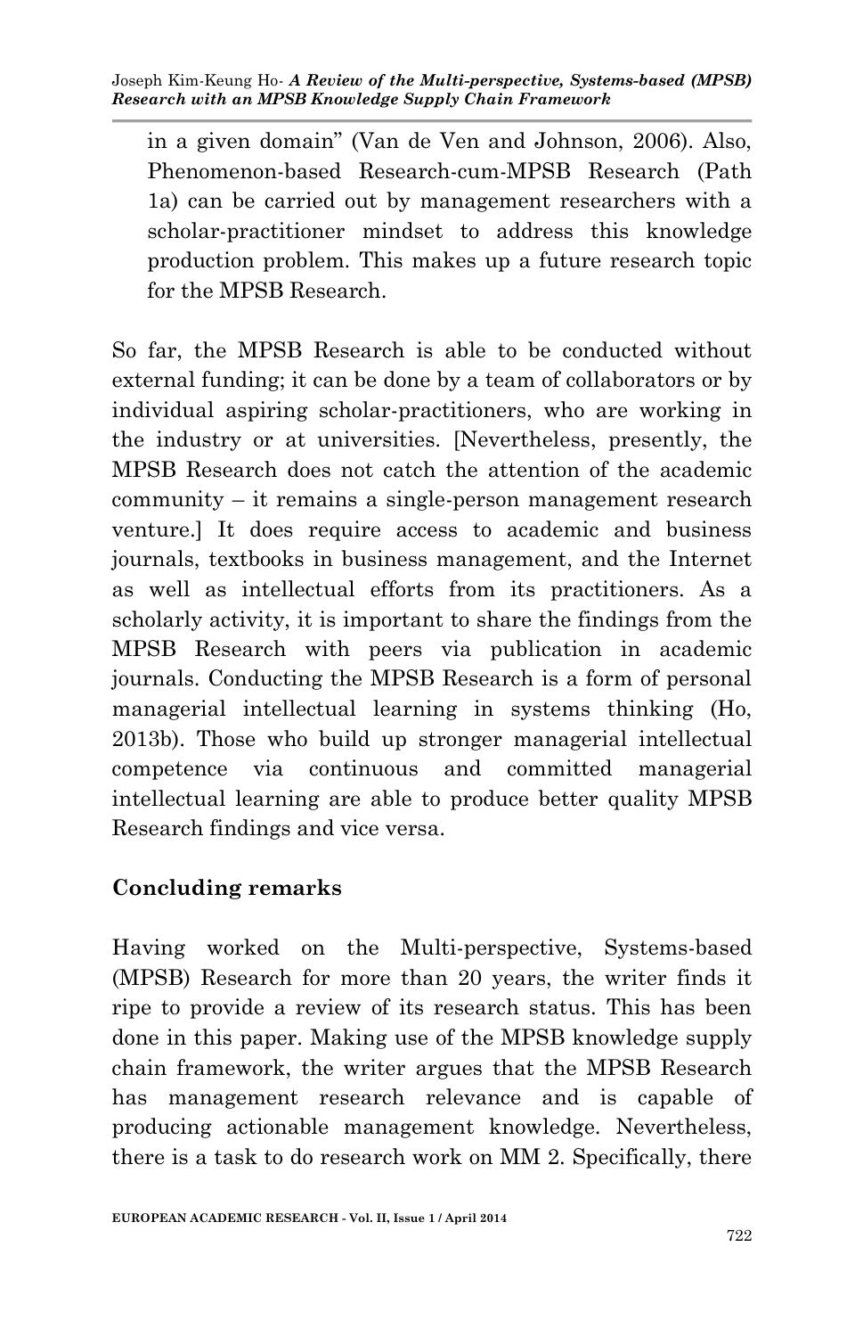in a given domain" (Van de Ven and Johnson, 2006). Also, Phenomenon-based Research-cum-MPSB Research (Path 1a) can be carried out by management researchers with a scholar-practitioner mindset to address this knowledge production problem. This makes up a future research topic for the MPSB Research.

So far, the MPSB Research is able to be conducted without external funding; it can be done by a team of collaborators or by individual aspiring scholar-practitioners, who are working in the industry or at universities. [Nevertheless, presently, the MPSB Research does not catch the attention of the academic community – it remains a single-person management research venture.] It does require access to academic and business journals, textbooks in business management, and the Internet as well as intellectual efforts from its practitioners. As a scholarly activity, it is important to share the findings from the MPSB Research with peers via publication in academic journals. Conducting the MPSB Research is a form of personal managerial intellectual learning in systems thinking (Ho, 2013b). Those who build up stronger managerial intellectual competence via continuous and committed managerial intellectual learning are able to produce better quality MPSB Research findings and vice versa.

## Concluding remarks

Having worked on the Multi-perspective, Systems-based (MPSB) Research for more than 20 years, the writer finds it ripe to provide a review of its research status. This has been done in this paper. Making use of the MPSB knowledge supply chain framework, the writer argues that the MPSB Research has management research relevance and is capable of producing actionable management knowledge. Nevertheless, there is a task to do research work on MM 2. Specifically, there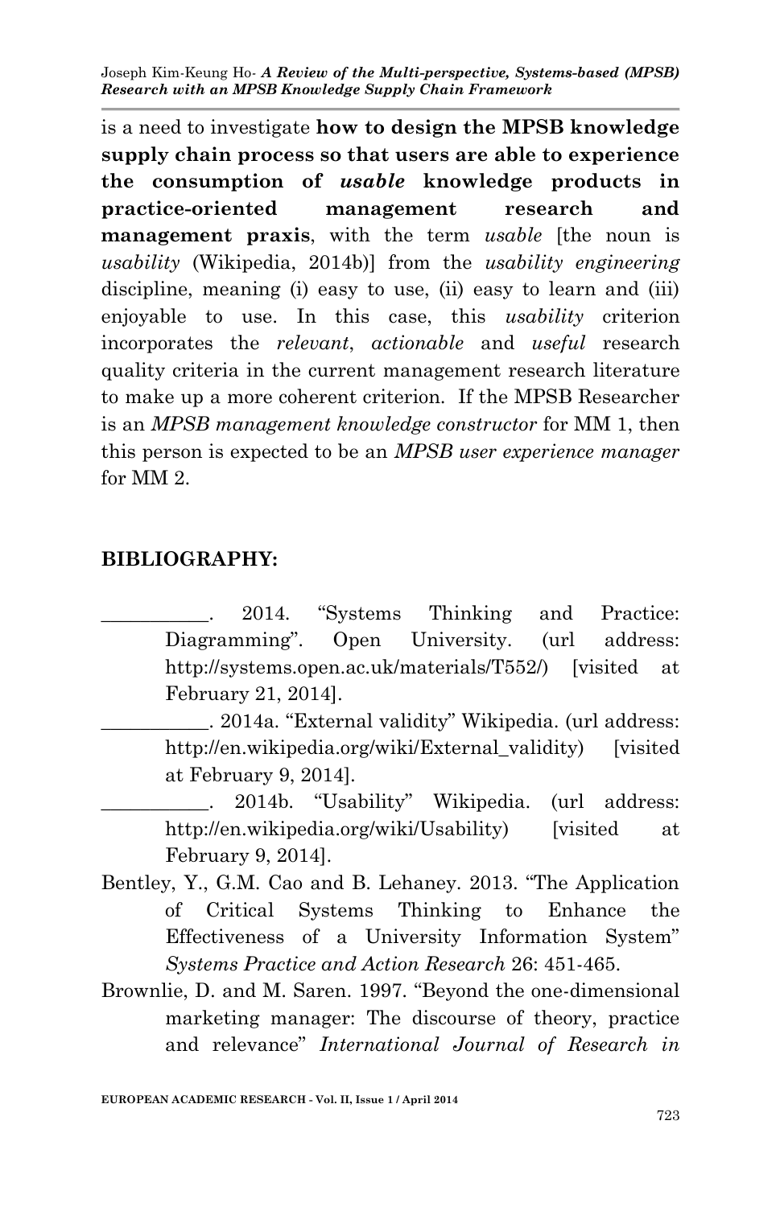is a need to investigate **how to design the MPSB knowledge supply chain process so that users are able to experience the consumption of *usable* knowledge products in practice-oriented management research and management praxis**, with the term *usable* [the noun is *usability* (Wikipedia, 2014b)] from the *usability engineering* discipline, meaning (i) easy to use, (ii) easy to learn and (iii) enjoyable to use. In this case, this *usability* criterion incorporates the *relevant*, *actionable* and *useful* research quality criteria in the current management research literature to make up a more coherent criterion. If the MPSB Researcher is an *MPSB management knowledge constructor* for MM 1, then this person is expected to be an *MPSB user experience manager* for MM 2.

## BIBLIOGRAPHY:

___________. 2014. "Systems Thinking and Practice: Diagramming". Open University. (url address: http://systems.open.ac.uk/materials/T552/) [visited at February 21, 2014].

___________. 2014a. "External validity" Wikipedia. (url address: http://en.wikipedia.org/wiki/External_validity) [visited at February 9, 2014].

___________. 2014b. "Usability" Wikipedia. (url address: http://en.wikipedia.org/wiki/Usability) [visited at February 9, 2014].

Bentley, Y., G.M. Cao and B. Lehaney. 2013. "The Application of Critical Systems Thinking to Enhance the Effectiveness of a University Information System" *Systems Practice and Action Research* 26: 451-465.

Brownlie, D. and M. Saren. 1997. "Beyond the one-dimensional marketing manager: The discourse of theory, practice and relevance" *International Journal of Research in*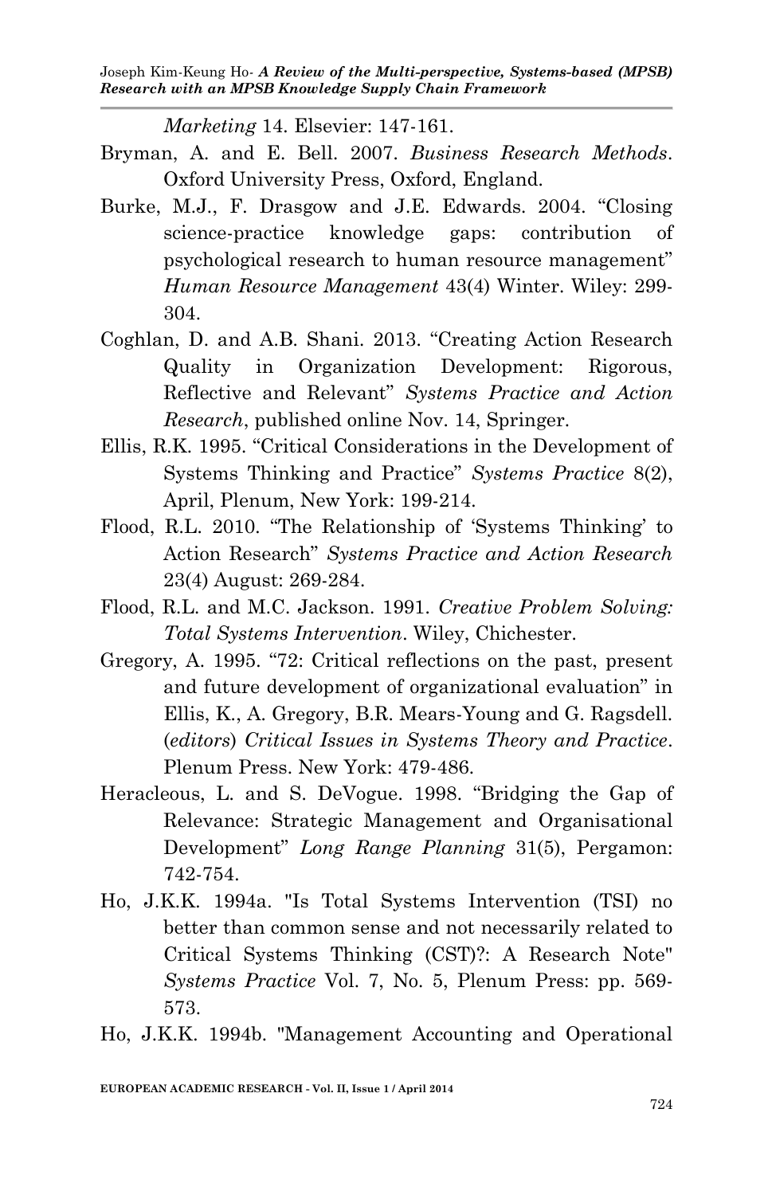*Marketing* 14. Elsevier: 147-161.

Bryman, A. and E. Bell. 2007. *Business Research Methods*. Oxford University Press, Oxford, England.

Burke, M.J., F. Drasgow and J.E. Edwards. 2004. "Closing science-practice knowledge gaps: contribution of psychological research to human resource management" *Human Resource Management* 43(4) Winter. Wiley: 299-304.

Coghlan, D. and A.B. Shani. 2013. "Creating Action Research Quality in Organization Development: Rigorous, Reflective and Relevant" *Systems Practice and Action Research*, published online Nov. 14, Springer.

Ellis, R.K. 1995. "Critical Considerations in the Development of Systems Thinking and Practice" *Systems Practice* 8(2), April, Plenum, New York: 199-214.

Flood, R.L. 2010. "The Relationship of 'Systems Thinking' to Action Research" *Systems Practice and Action Research* 23(4) August: 269-284.

Flood, R.L. and M.C. Jackson. 1991. *Creative Problem Solving: Total Systems Intervention*. Wiley, Chichester.

Gregory, A. 1995. "72: Critical reflections on the past, present and future development of organizational evaluation" in Ellis, K., A. Gregory, B.R. Mears-Young and G. Ragsdell. (*editors*) *Critical Issues in Systems Theory and Practice*. Plenum Press. New York: 479-486.

Heracleous, L. and S. DeVogue. 1998. "Bridging the Gap of Relevance: Strategic Management and Organisational Development" *Long Range Planning* 31(5), Pergamon: 742-754.

Ho, J.K.K. 1994a. "Is Total Systems Intervention (TSI) no better than common sense and not necessarily related to Critical Systems Thinking (CST)?: A Research Note" *Systems Practice* Vol. 7, No. 5, Plenum Press: pp. 569-573.

Ho, J.K.K. 1994b. "Management Accounting and Operational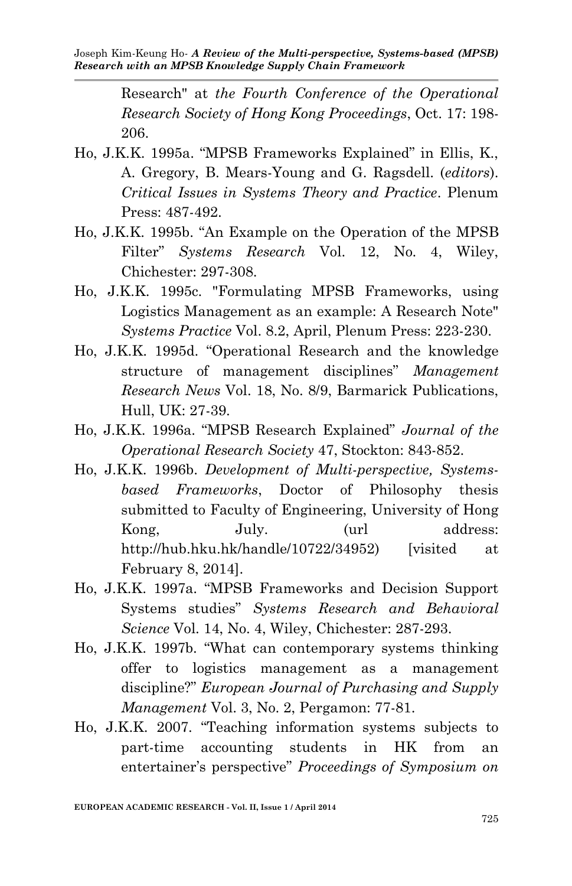Research" at *the Fourth Conference of the Operational Research Society of Hong Kong Proceedings*, Oct. 17: 198-206.

Ho, J.K.K. 1995a. "MPSB Frameworks Explained" in Ellis, K., A. Gregory, B. Mears-Young and G. Ragsdell. (*editors*). *Critical Issues in Systems Theory and Practice*. Plenum Press: 487-492.

Ho, J.K.K. 1995b. "An Example on the Operation of the MPSB Filter" *Systems Research* Vol. 12, No. 4, Wiley, Chichester: 297-308.

Ho, J.K.K. 1995c. "Formulating MPSB Frameworks, using Logistics Management as an example: A Research Note" *Systems Practice* Vol. 8.2, April, Plenum Press: 223-230.

Ho, J.K.K. 1995d. "Operational Research and the knowledge structure of management disciplines" *Management Research News* Vol. 18, No. 8/9, Barmarick Publications, Hull, UK: 27-39.

Ho, J.K.K. 1996a. "MPSB Research Explained" *Journal of the Operational Research Society* 47, Stockton: 843-852.

Ho, J.K.K. 1996b. *Development of Multi-perspective, Systems-based Frameworks*, Doctor of Philosophy thesis submitted to Faculty of Engineering, University of Hong Kong, July. (url address: http://hub.hku.hk/handle/10722/34952) [visited at February 8, 2014].

Ho, J.K.K. 1997a. "MPSB Frameworks and Decision Support Systems studies" *Systems Research and Behavioral Science* Vol. 14, No. 4, Wiley, Chichester: 287-293.

Ho, J.K.K. 1997b. "What can contemporary systems thinking offer to logistics management as a management discipline?" *European Journal of Purchasing and Supply Management* Vol. 3, No. 2, Pergamon: 77-81.

Ho, J.K.K. 2007. "Teaching information systems subjects to part-time accounting students in HK from an entertainer's perspective" *Proceedings of Symposium on*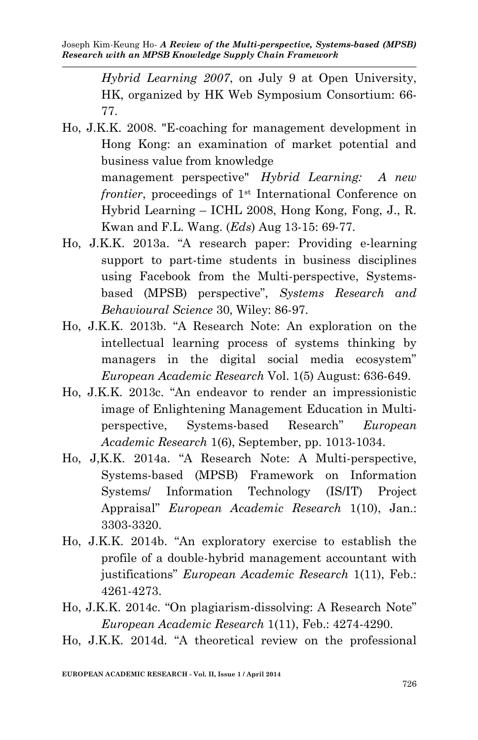*Hybrid Learning 2007*, on July 9 at Open University, HK, organized by HK Web Symposium Consortium: 66-77.

Ho, J.K.K. 2008. "E-coaching for management development in Hong Kong: an examination of market potential and business value from knowledge management perspective" *Hybrid Learning: A new frontier*, proceedings of 1st International Conference on Hybrid Learning – ICHL 2008, Hong Kong, Fong, J., R. Kwan and F.L. Wang. (*Eds*) Aug 13-15: 69-77.

Ho, J.K.K. 2013a. "A research paper: Providing e-learning support to part-time students in business disciplines using Facebook from the Multi-perspective, Systems-based (MPSB) perspective", *Systems Research and Behavioural Science* 30, Wiley: 86-97.

Ho, J.K.K. 2013b. "A Research Note: An exploration on the intellectual learning process of systems thinking by managers in the digital social media ecosystem" *European Academic Research* Vol. 1(5) August: 636-649.

Ho, J.K.K. 2013c. "An endeavor to render an impressionistic image of Enlightening Management Education in Multi-perspective, Systems-based Research" *European Academic Research* 1(6), September, pp. 1013-1034.

Ho, J,K.K. 2014a. "A Research Note: A Multi-perspective, Systems-based (MPSB) Framework on Information Systems/ Information Technology (IS/IT) Project Appraisal" *European Academic Research* 1(10), Jan.: 3303-3320.

Ho, J.K.K. 2014b. "An exploratory exercise to establish the profile of a double-hybrid management accountant with justifications" *European Academic Research* 1(11), Feb.: 4261-4273.

Ho, J.K.K. 2014c. "On plagiarism-dissolving: A Research Note" *European Academic Research* 1(11), Feb.: 4274-4290.

Ho, J.K.K. 2014d. "A theoretical review on the professional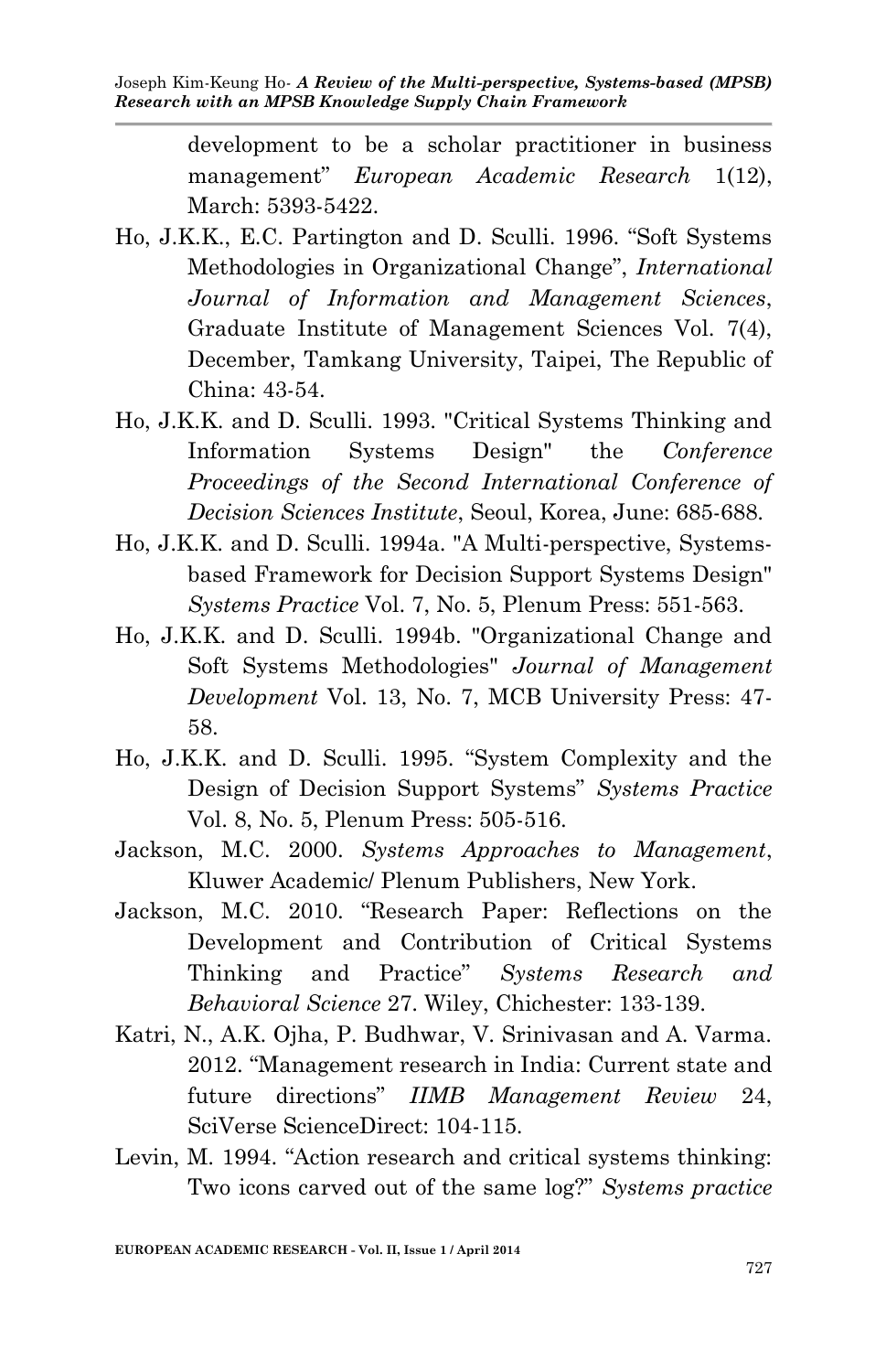development to be a scholar practitioner in business management" *European Academic Research* 1(12), March: 5393-5422.

Ho, J.K.K., E.C. Partington and D. Sculli. 1996. "Soft Systems Methodologies in Organizational Change", *International Journal of Information and Management Sciences*, Graduate Institute of Management Sciences Vol. 7(4), December, Tamkang University, Taipei, The Republic of China: 43-54.

Ho, J.K.K. and D. Sculli. 1993. "Critical Systems Thinking and Information Systems Design" the *Conference Proceedings of the Second International Conference of Decision Sciences Institute*, Seoul, Korea, June: 685-688.

Ho, J.K.K. and D. Sculli. 1994a. "A Multi-perspective, Systems-based Framework for Decision Support Systems Design" *Systems Practice* Vol. 7, No. 5, Plenum Press: 551-563.

Ho, J.K.K. and D. Sculli. 1994b. "Organizational Change and Soft Systems Methodologies" *Journal of Management Development* Vol. 13, No. 7, MCB University Press: 47-58.

Ho, J.K.K. and D. Sculli. 1995. "System Complexity and the Design of Decision Support Systems" *Systems Practice* Vol. 8, No. 5, Plenum Press: 505-516.

Jackson, M.C. 2000. *Systems Approaches to Management*, Kluwer Academic/ Plenum Publishers, New York.

Jackson, M.C. 2010. "Research Paper: Reflections on the Development and Contribution of Critical Systems Thinking and Practice" *Systems Research and Behavioral Science* 27. Wiley, Chichester: 133-139.

Katri, N., A.K. Ojha, P. Budhwar, V. Srinivasan and A. Varma. 2012. "Management research in India: Current state and future directions" *IIMB Management Review* 24, SciVerse ScienceDirect: 104-115.

Levin, M. 1994. "Action research and critical systems thinking: Two icons carved out of the same log?" *Systems practice*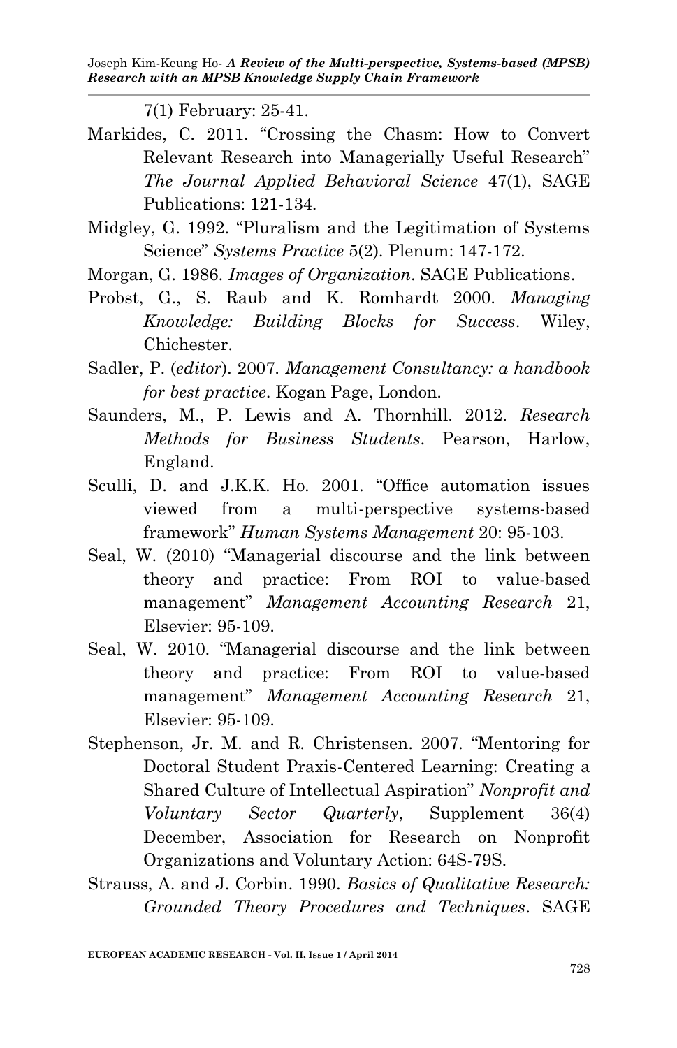7(1) February: 25-41.

Markides, C. 2011. "Crossing the Chasm: How to Convert Relevant Research into Managerially Useful Research" *The Journal Applied Behavioral Science* 47(1), SAGE Publications: 121-134.

Midgley, G. 1992. "Pluralism and the Legitimation of Systems Science" *Systems Practice* 5(2). Plenum: 147-172.

Morgan, G. 1986. *Images of Organization*. SAGE Publications.

Probst, G., S. Raub and K. Romhardt 2000. *Managing Knowledge: Building Blocks for Success*. Wiley, Chichester.

Sadler, P. (*editor*). 2007. *Management Consultancy: a handbook for best practice*. Kogan Page, London.

Saunders, M., P. Lewis and A. Thornhill. 2012. *Research Methods for Business Students*. Pearson, Harlow, England.

Sculli, D. and J.K.K. Ho. 2001. "Office automation issues viewed from a multi-perspective systems-based framework" *Human Systems Management* 20: 95-103.

Seal, W. (2010) "Managerial discourse and the link between theory and practice: From ROI to value-based management" *Management Accounting Research* 21, Elsevier: 95-109.

Seal, W. 2010. "Managerial discourse and the link between theory and practice: From ROI to value-based management" *Management Accounting Research* 21, Elsevier: 95-109.

Stephenson, Jr. M. and R. Christensen. 2007. "Mentoring for Doctoral Student Praxis-Centered Learning: Creating a Shared Culture of Intellectual Aspiration" *Nonprofit and Voluntary Sector Quarterly*, Supplement 36(4) December, Association for Research on Nonprofit Organizations and Voluntary Action: 64S-79S.

Strauss, A. and J. Corbin. 1990. *Basics of Qualitative Research: Grounded Theory Procedures and Techniques*. SAGE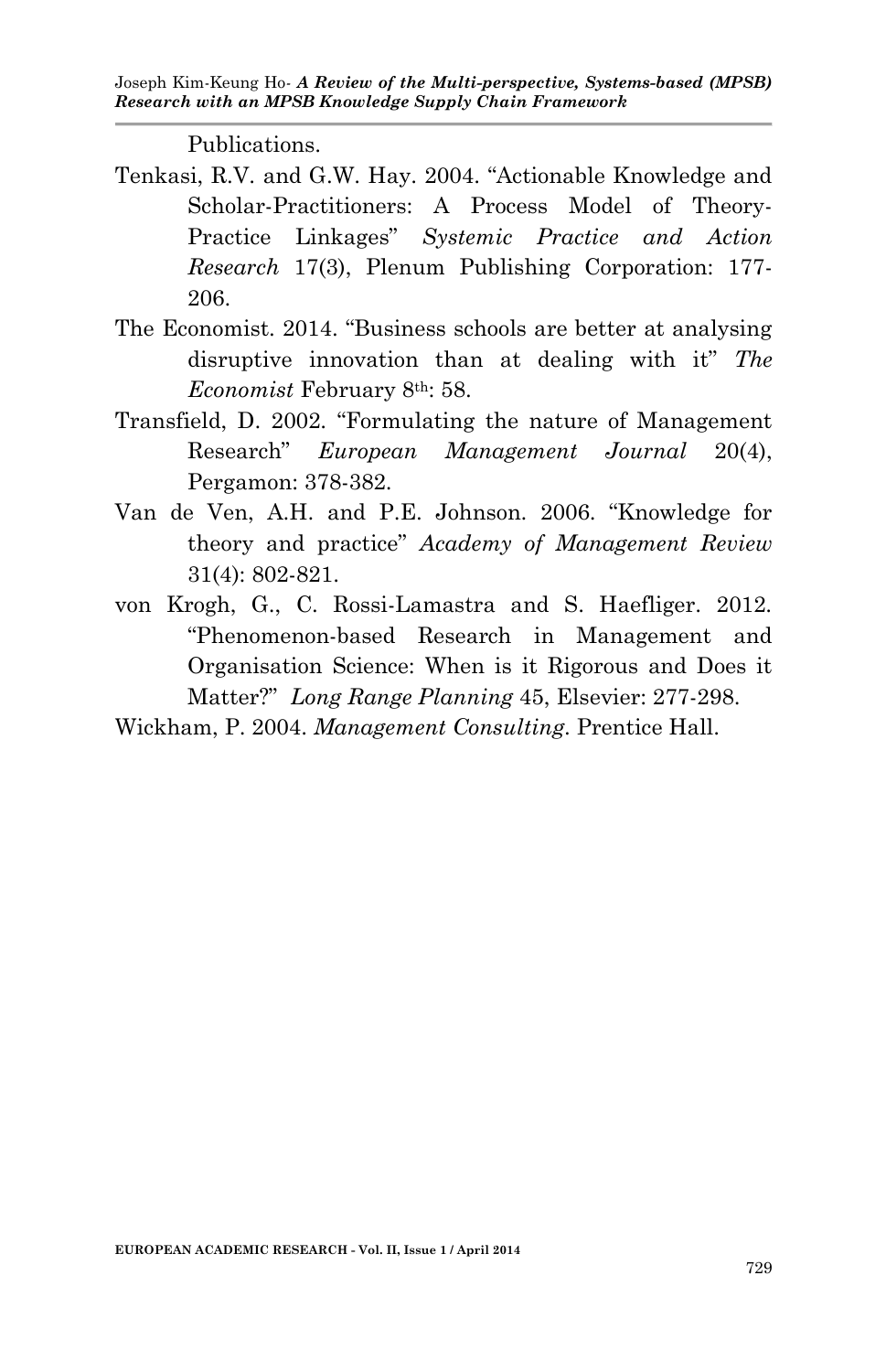Publications.

Tenkasi, R.V. and G.W. Hay. 2004. "Actionable Knowledge and Scholar-Practitioners: A Process Model of Theory-Practice Linkages" *Systemic Practice and Action Research* 17(3), Plenum Publishing Corporation: 177-206.

The Economist. 2014. "Business schools are better at analysing disruptive innovation than at dealing with it" *The Economist* February 8th: 58.

Transfield, D. 2002. "Formulating the nature of Management Research" *European Management Journal* 20(4), Pergamon: 378-382.

Van de Ven, A.H. and P.E. Johnson. 2006. "Knowledge for theory and practice" *Academy of Management Review* 31(4): 802-821.

von Krogh, G., C. Rossi-Lamastra and S. Haefliger. 2012. "Phenomenon-based Research in Management and Organisation Science: When is it Rigorous and Does it Matter?" *Long Range Planning* 45, Elsevier: 277-298.

Wickham, P. 2004. *Management Consulting*. Prentice Hall.